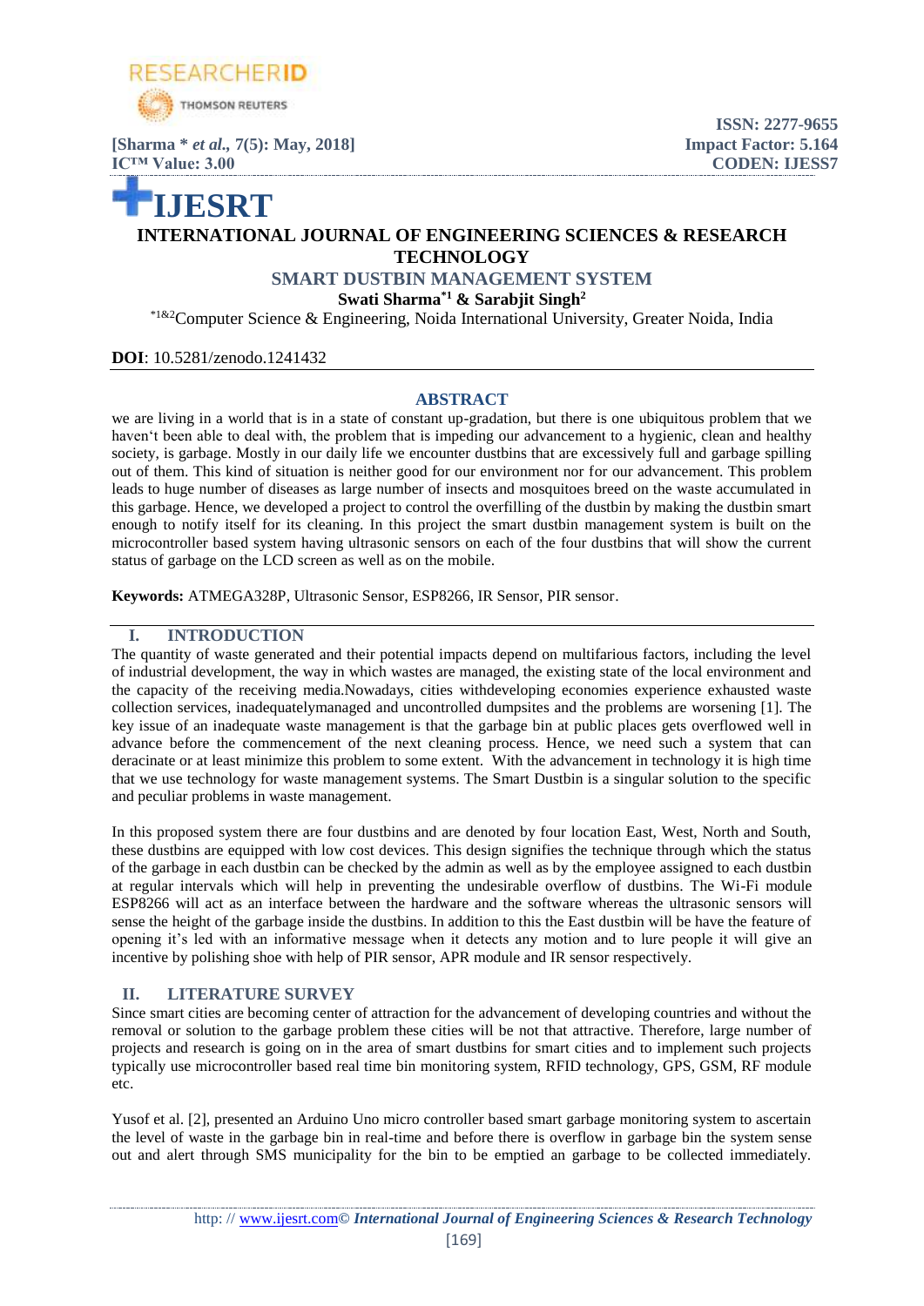# IJESRT

## INTERNATIONAL JOURNAL OF ENGINEERING SCIENCES & RESEARCH TECHNOLOGY

## SMART DUSTBIN MANAGEMENT SYSTEM

**Swati Sharma*1 & Sarabjit Singh2**

*1&2Computer Science & Engineering, Noida International University, Greater Noida, India

**DOI**: 10.5281/zenodo.1241432

### ABSTRACT

we are living in a world that is in a state of constant up-gradation, but there is one ubiquitous problem that we haven't been able to deal with, the problem that is impeding our advancement to a hygienic, clean and healthy society, is garbage. Mostly in our daily life we encounter dustbins that are excessively full and garbage spilling out of them. This kind of situation is neither good for our environment nor for our advancement. This problem leads to huge number of diseases as large number of insects and mosquitoes breed on the waste accumulated in this garbage. Hence, we developed a project to control the overfilling of the dustbin by making the dustbin smart enough to notify itself for its cleaning. In this project the smart dustbin management system is built on the microcontroller based system having ultrasonic sensors on each of the four dustbins that will show the current status of garbage on the LCD screen as well as on the mobile.

**Keywords:** ATMEGA328P, Ultrasonic Sensor, ESP8266, IR Sensor, PIR sensor.

## I. INTRODUCTION

The quantity of waste generated and their potential impacts depend on multifarious factors, including the level of industrial development, the way in which wastes are managed, the existing state of the local environment and the capacity of the receiving media.Nowadays, cities withdeveloping economies experience exhausted waste collection services, inadequatelymanaged and uncontrolled dumpsites and the problems are worsening [1]. The key issue of an inadequate waste management is that the garbage bin at public places gets overflowed well in advance before the commencement of the next cleaning process. Hence, we need such a system that can deracinate or at least minimize this problem to some extent. With the advancement in technology it is high time that we use technology for waste management systems. The Smart Dustbin is a singular solution to the specific and peculiar problems in waste management.

In this proposed system there are four dustbins and are denoted by four location East, West, North and South, these dustbins are equipped with low cost devices. This design signifies the technique through which the status of the garbage in each dustbin can be checked by the admin as well as by the employee assigned to each dustbin at regular intervals which will help in preventing the undesirable overflow of dustbins. The Wi-Fi module ESP8266 will act as an interface between the hardware and the software whereas the ultrasonic sensors will sense the height of the garbage inside the dustbins. In addition to this the East dustbin will be have the feature of opening it's led with an informative message when it detects any motion and to lure people it will give an incentive by polishing shoe with help of PIR sensor, APR module and IR sensor respectively.

## II. LITERATURE SURVEY

Since smart cities are becoming center of attraction for the advancement of developing countries and without the removal or solution to the garbage problem these cities will be not that attractive. Therefore, large number of projects and research is going on in the area of smart dustbins for smart cities and to implement such projects typically use microcontroller based real time bin monitoring system, RFID technology, GPS, GSM, RF module etc.

Yusof et al. [2], presented an Arduino Uno micro controller based smart garbage monitoring system to ascertain the level of waste in the garbage bin in real-time and before there is overflow in garbage bin the system sense out and alert through SMS municipality for the bin to be emptied an garbage to be collected immediately.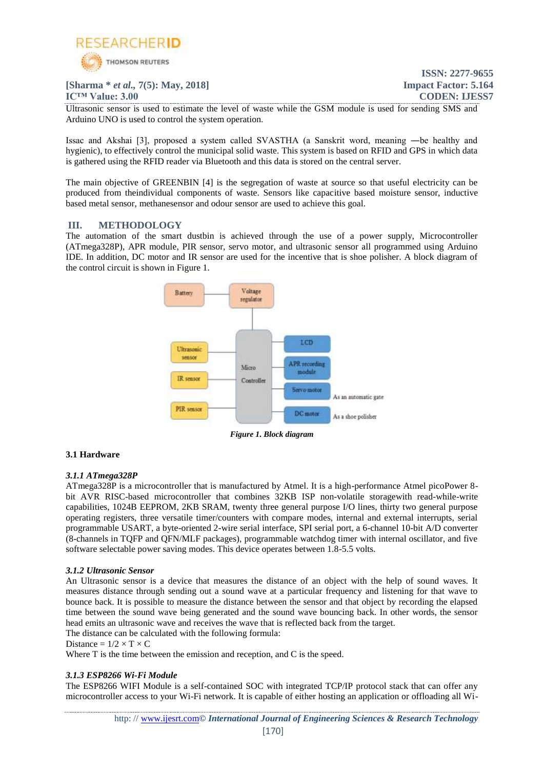Ultrasonic sensor is used to estimate the level of waste while the GSM module is used for sending SMS and Arduino UNO is used to control the system operation.

Issac and Akshai [3], proposed a system called SVASTHA (a Sanskrit word, meaning ―be healthy and hygienic), to effectively control the municipal solid waste. This system is based on RFID and GPS in which data is gathered using the RFID reader via Bluetooth and this data is stored on the central server.

The main objective of GREENBIN [4] is the segregation of waste at source so that useful electricity can be produced from theindividual components of waste. Sensors like capacitive based moisture sensor, inductive based metal sensor, methanesensor and odour sensor are used to achieve this goal.

## III. METHODOLOGY

The automation of the smart dustbin is achieved through the use of a power supply, Microcontroller (ATmega328P), APR module, PIR sensor, servo motor, and ultrasonic sensor all programmed using Arduino IDE. In addition, DC motor and IR sensor are used for the incentive that is shoe polisher. A block diagram of the control circuit is shown in Figure 1.

*Figure 1. Block diagram*

### 3.1 Hardware

#### *3.1.1 ATmega328P*

ATmega328P is a microcontroller that is manufactured by Atmel. It is a high-performance Atmel picoPower 8-bit AVR RISC-based microcontroller that combines 32KB ISP non-volatile storagewith read-while-write capabilities, 1024B EEPROM, 2KB SRAM, twenty three general purpose I/O lines, thirty two general purpose operating registers, three versatile timer/counters with compare modes, internal and external interrupts, serial programmable USART, a byte-oriented 2-wire serial interface, SPI serial port, a 6-channel 10-bit A/D converter (8-channels in TQFP and QFN/MLF packages), programmable watchdog timer with internal oscillator, and five software selectable power saving modes. This device operates between 1.8-5.5 volts.

#### *3.1.2 Ultrasonic Sensor*

An Ultrasonic sensor is a device that measures the distance of an object with the help of sound waves. It measures distance through sending out a sound wave at a particular frequency and listening for that wave to bounce back. It is possible to measure the distance between the sensor and that object by recording the elapsed time between the sound wave being generated and the sound wave bouncing back. In other words, the sensor head emits an ultrasonic wave and receives the wave that is reflected back from the target.
The distance can be calculated with the following formula:
Distance = $1/2 \times T \times C$
Where T is the time between the emission and reception, and C is the speed.

#### *3.1.3 ESP8266 Wi-Fi Module*

The ESP8266 WIFI Module is a self-contained SOC with integrated TCP/IP protocol stack that can offer any microcontroller access to your Wi-Fi network. It is capable of either hosting an application or offloading all Wi-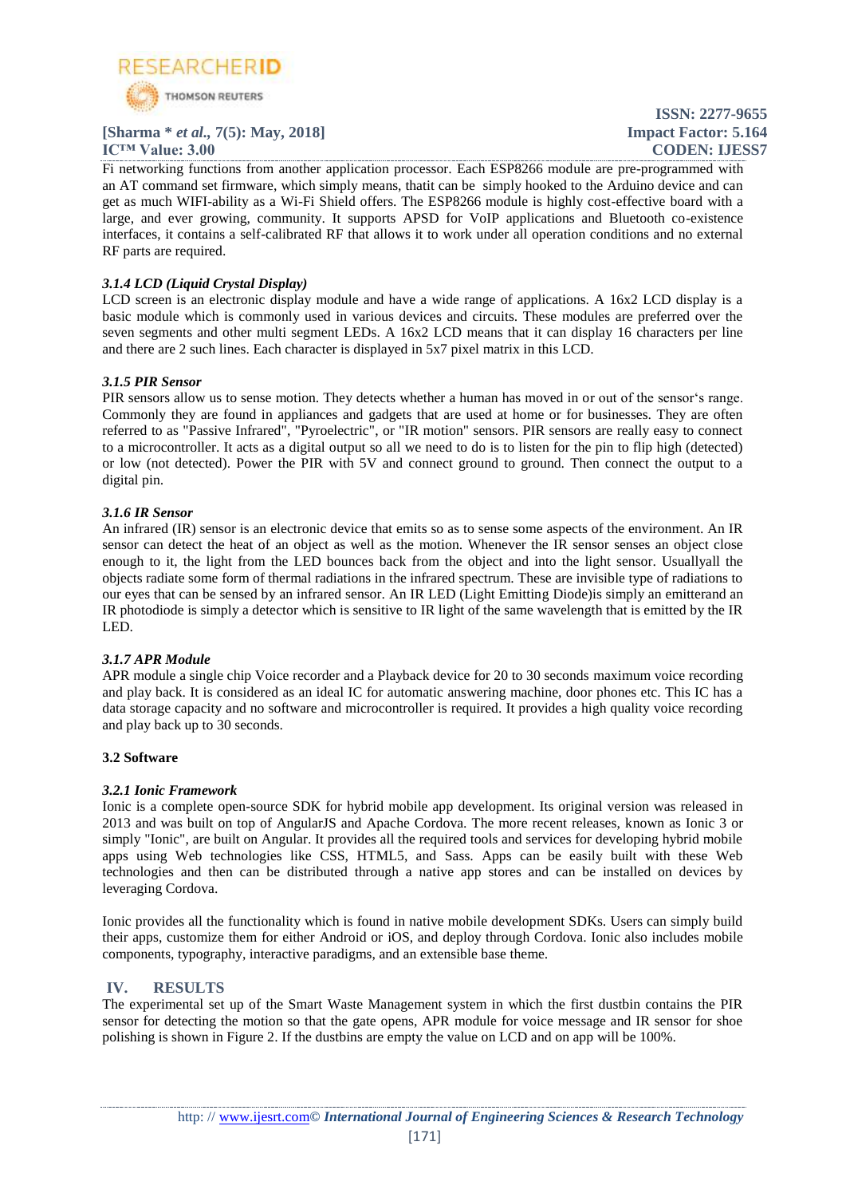Fi networking functions from another application processor. Each ESP8266 module are pre-programmed with an AT command set firmware, which simply means, thatit can be simply hooked to the Arduino device and can get as much WIFI-ability as a Wi-Fi Shield offers. The ESP8266 module is highly cost-effective board with a large, and ever growing, community. It supports APSD for VoIP applications and Bluetooth co-existence interfaces, it contains a self-calibrated RF that allows it to work under all operation conditions and no external RF parts are required.

#### *3.1.4 LCD (Liquid Crystal Display)*

LCD screen is an electronic display module and have a wide range of applications. A 16x2 LCD display is a basic module which is commonly used in various devices and circuits. These modules are preferred over the seven segments and other multi segment LEDs. A 16x2 LCD means that it can display 16 characters per line and there are 2 such lines. Each character is displayed in 5x7 pixel matrix in this LCD.

#### *3.1.5 PIR Sensor*

PIR sensors allow us to sense motion. They detects whether a human has moved in or out of the sensor's range. Commonly they are found in appliances and gadgets that are used at home or for businesses. They are often referred to as "Passive Infrared", "Pyroelectric", or "IR motion" sensors. PIR sensors are really easy to connect to a microcontroller. It acts as a digital output so all we need to do is to listen for the pin to flip high (detected) or low (not detected). Power the PIR with 5V and connect ground to ground. Then connect the output to a digital pin.

#### *3.1.6 IR Sensor*

An infrared (IR) sensor is an electronic device that emits so as to sense some aspects of the environment. An IR sensor can detect the heat of an object as well as the motion. Whenever the IR sensor senses an object close enough to it, the light from the LED bounces back from the object and into the light sensor. Usuallyall the objects radiate some form of thermal radiations in the infrared spectrum. These are invisible type of radiations to our eyes that can be sensed by an infrared sensor. An IR LED (Light Emitting Diode)is simply an emitterand an IR photodiode is simply a detector which is sensitive to IR light of the same wavelength that is emitted by the IR LED.

#### *3.1.7 APR Module*

APR module a single chip Voice recorder and a Playback device for 20 to 30 seconds maximum voice recording and play back. It is considered as an ideal IC for automatic answering machine, door phones etc. This IC has a data storage capacity and no software and microcontroller is required. It provides a high quality voice recording and play back up to 30 seconds.

### 3.2 Software

#### *3.2.1 Ionic Framework*

Ionic is a complete open-source SDK for hybrid mobile app development. Its original version was released in 2013 and was built on top of AngularJS and Apache Cordova. The more recent releases, known as Ionic 3 or simply "Ionic", are built on Angular. It provides all the required tools and services for developing hybrid mobile apps using Web technologies like CSS, HTML5, and Sass. Apps can be easily built with these Web technologies and then can be distributed through a native app stores and can be installed on devices by leveraging Cordova.

Ionic provides all the functionality which is found in native mobile development SDKs. Users can simply build their apps, customize them for either Android or iOS, and deploy through Cordova. Ionic also includes mobile components, typography, interactive paradigms, and an extensible base theme.

## IV. RESULTS

The experimental set up of the Smart Waste Management system in which the first dustbin contains the PIR sensor for detecting the motion so that the gate opens, APR module for voice message and IR sensor for shoe polishing is shown in Figure 2. If the dustbins are empty the value on LCD and on app will be 100%.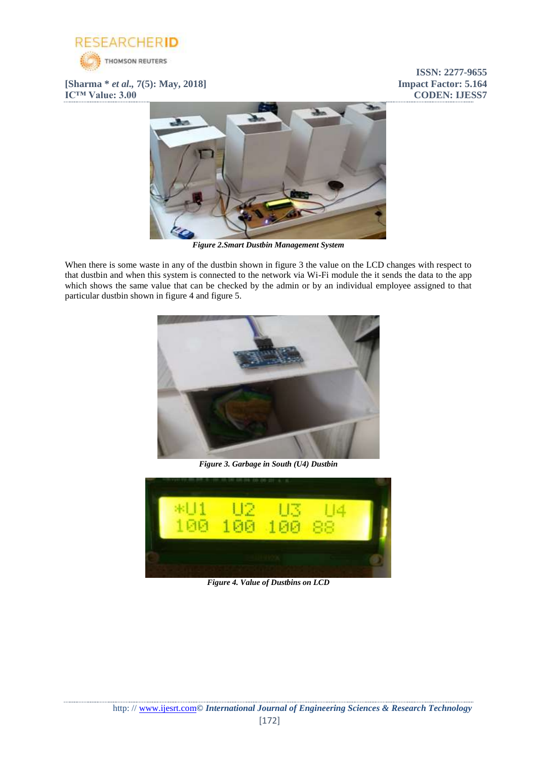*Figure 2.Smart Dustbin Management System*

When there is some waste in any of the dustbin shown in figure 3 the value on the LCD changes with respect to that dustbin and when this system is connected to the network via Wi-Fi module the it sends the data to the app which shows the same value that can be checked by the admin or by an individual employee assigned to that particular dustbin shown in figure 4 and figure 5.

*Figure 3. Garbage in South (U4) Dustbin*

*Figure 4. Value of Dustbins on LCD*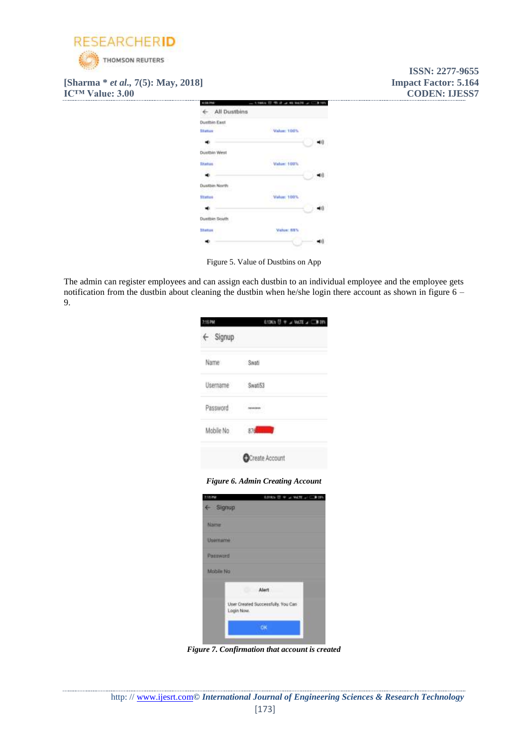Figure 5. Value of Dustbins on App

The admin can register employees and can assign each dustbin to an individual employee and the employee gets notification from the dustbin about cleaning the dustbin when he/she login there account as shown in figure 6 – 9.

*Figure 6. Admin Creating Account*

*Figure 7. Confirmation that account is created*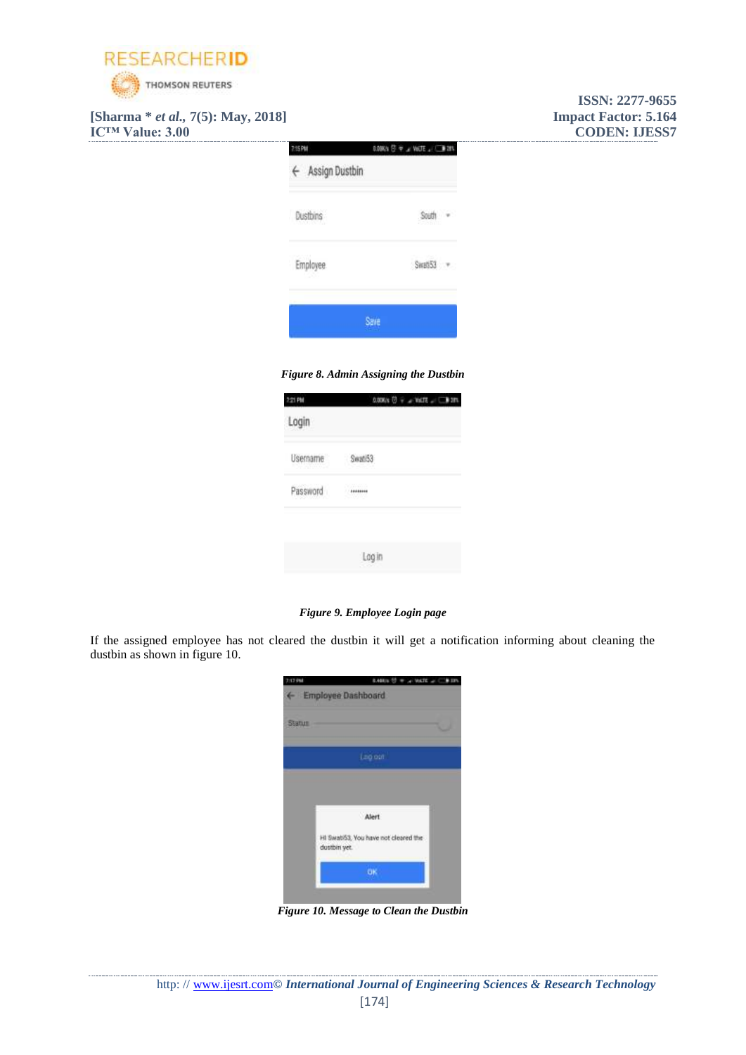*Figure 8. Admin Assigning the Dustbin*

*Figure 9. Employee Login page*

If the assigned employee has not cleared the dustbin it will get a notification informing about cleaning the dustbin as shown in figure 10.

*Figure 10. Message to Clean the Dustbin*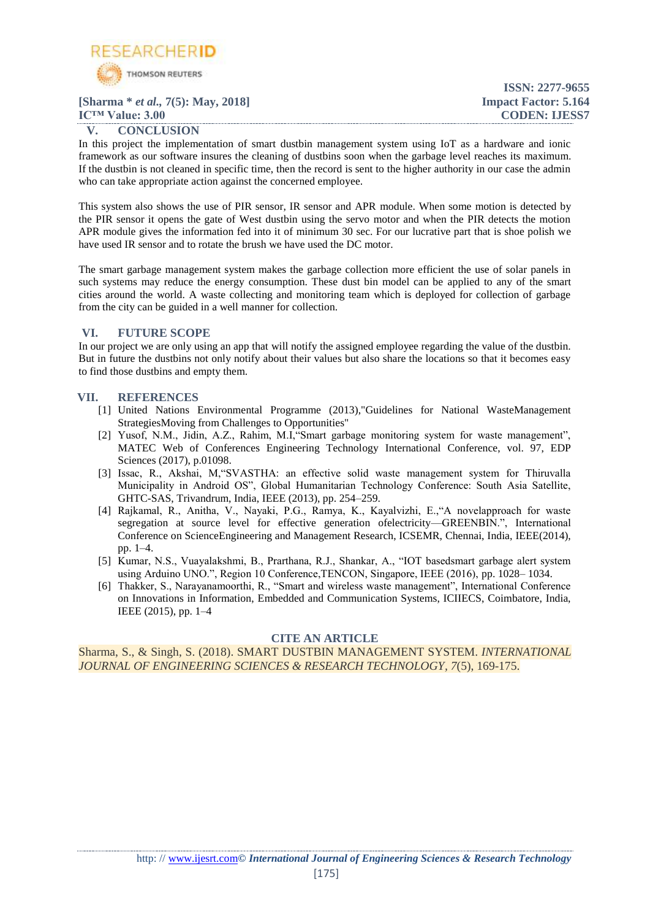## V. CONCLUSION

In this project the implementation of smart dustbin management system using IoT as a hardware and ionic framework as our software insures the cleaning of dustbins soon when the garbage level reaches its maximum. If the dustbin is not cleaned in specific time, then the record is sent to the higher authority in our case the admin who can take appropriate action against the concerned employee.

This system also shows the use of PIR sensor, IR sensor and APR module. When some motion is detected by the PIR sensor it opens the gate of West dustbin using the servo motor and when the PIR detects the motion APR module gives the information fed into it of minimum 30 sec. For our lucrative part that is shoe polish we have used IR sensor and to rotate the brush we have used the DC motor.

The smart garbage management system makes the garbage collection more efficient the use of solar panels in such systems may reduce the energy consumption. These dust bin model can be applied to any of the smart cities around the world. A waste collecting and monitoring team which is deployed for collection of garbage from the city can be guided in a well manner for collection.

## VI. FUTURE SCOPE

In our project we are only using an app that will notify the assigned employee regarding the value of the dustbin. But in future the dustbins not only notify about their values but also share the locations so that it becomes easy to find those dustbins and empty them.

## VII. REFERENCES

[1] United Nations Environmental Programme (2013),"Guidelines for National WasteManagement StrategiesMoving from Challenges to Opportunities"

[2] Yusof, N.M., Jidin, A.Z., Rahim, M.I,"Smart garbage monitoring system for waste management", MATEC Web of Conferences Engineering Technology International Conference, vol. 97, EDP Sciences (2017), p.01098.

[3] Issac, R., Akshai, M,"SVASTHA: an effective solid waste management system for Thiruvalla Municipality in Android OS", Global Humanitarian Technology Conference: South Asia Satellite, GHTC-SAS, Trivandrum, India, IEEE (2013), pp. 254–259.

[4] Rajkamal, R., Anitha, V., Nayaki, P.G., Ramya, K., Kayalvizhi, E.,"A novelapproach for waste segregation at source level for effective generation ofelectricity—GREENBIN.", International Conference on ScienceEngineering and Management Research, ICSEMR, Chennai, India, IEEE(2014), pp. 1–4.

[5] Kumar, N.S., Vuayalakshmi, B., Prarthana, R.J., Shankar, A., "IOT basedsmart garbage alert system using Arduino UNO.", Region 10 Conference,TENCON, Singapore, IEEE (2016), pp. 1028– 1034.

[6] Thakker, S., Narayanamoorthi, R., "Smart and wireless waste management", International Conference on Innovations in Information, Embedded and Communication Systems, ICIIECS, Coimbatore, India, IEEE (2015), pp. 1–4

### CITE AN ARTICLE

Sharma, S., & Singh, S. (2018). SMART DUSTBIN MANAGEMENT SYSTEM. *INTERNATIONAL JOURNAL OF ENGINEERING SCIENCES & RESEARCH TECHNOLOGY*, *7*(5), 169-175.